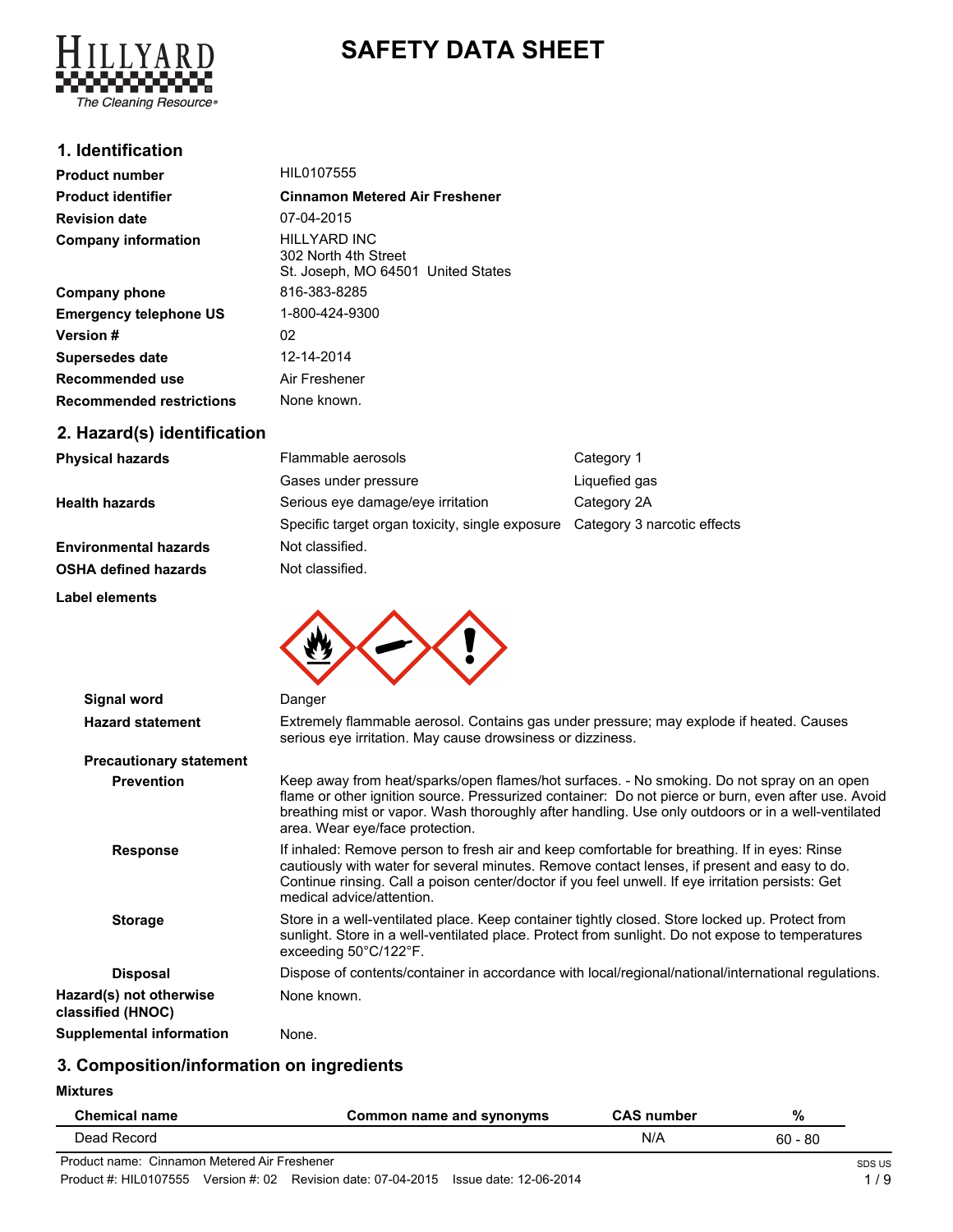# SAFETY DATA SHEET

## 1. Identification

| | |
|---|---|
| **Product number** | HIL0107555 |
| **Product identifier** | **Cinnamon Metered Air Freshener** |
| **Revision date** | 07-04-2015 |
| **Company information** | HILLYARD INC<br>302 North 4th Street<br>St. Joseph, MO 64501 United States |
| **Company phone** | 816-383-8285 |
| **Emergency telephone US** | 1-800-424-9300 |
| **Version #** | 02 |
| **Supersedes date** | 12-14-2014 |
| **Recommended use** | Air Freshener |
| **Recommended restrictions** | None known. |

## 2. Hazard(s) identification

| | | |
|---|---|---|
| **Physical hazards** | Flammable aerosols | Category 1 |
| | Gases under pressure | Liquefied gas |
| **Health hazards** | Serious eye damage/eye irritation | Category 2A |
| | Specific target organ toxicity, single exposure | Category 3 narcotic effects |
| **Environmental hazards** | Not classified. | |
| **OSHA defined hazards** | Not classified. | |

**Label elements**

**Signal word** Danger

**Hazard statement** Extremely flammable aerosol. Contains gas under pressure; may explode if heated. Causes serious eye irritation. May cause drowsiness or dizziness.

**Precautionary statement**

**Prevention** Keep away from heat/sparks/open flames/hot surfaces. - No smoking. Do not spray on an open flame or other ignition source. Pressurized container: Do not pierce or burn, even after use. Avoid breathing mist or vapor. Wash thoroughly after handling. Use only outdoors or in a well-ventilated area. Wear eye/face protection.

**Response** If inhaled: Remove person to fresh air and keep comfortable for breathing. If in eyes: Rinse cautiously with water for several minutes. Remove contact lenses, if present and easy to do. Continue rinsing. Call a poison center/doctor if you feel unwell. If eye irritation persists: Get medical advice/attention.

**Storage** Store in a well-ventilated place. Keep container tightly closed. Store locked up. Protect from sunlight. Store in a well-ventilated place. Protect from sunlight. Do not expose to temperatures exceeding 50°C/122°F.

**Disposal** Dispose of contents/container in accordance with local/regional/national/international regulations.

**Hazard(s) not otherwise classified (HNOC)** None known.

**Supplemental information** None.

## 3. Composition/information on ingredients

**Mixtures**

| Chemical name | Common name and synonyms | CAS number | % |
|---|---|---|---|
| Dead Record | | N/A | 60 - 80 |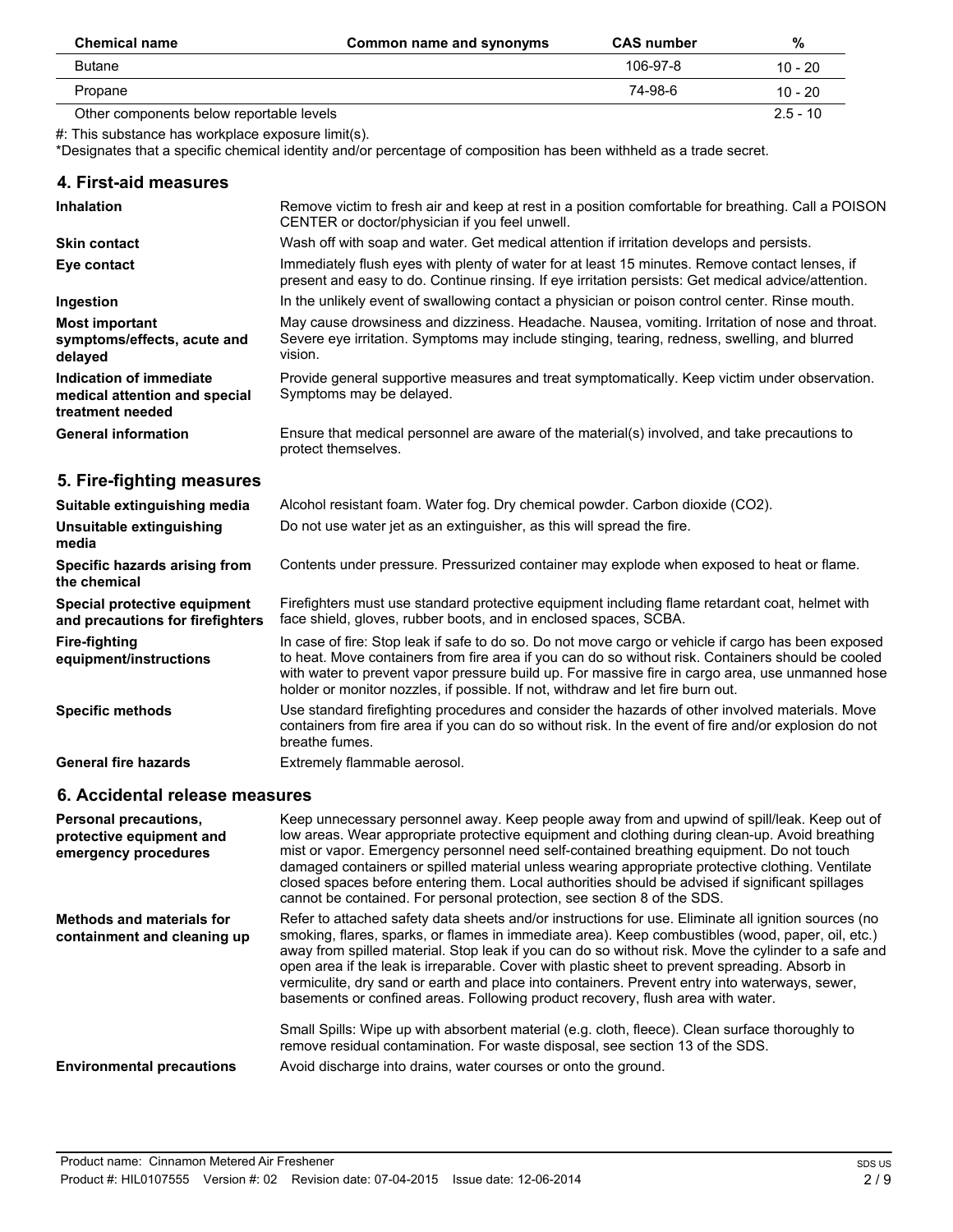| Chemical name | Common name and synonyms | CAS number | % |
|---|---|---|---|
| Butane | | 106-97-8 | 10 - 20 |
| Propane | | 74-98-6 | 10 - 20 |
| Other components below reportable levels | | | 2.5 - 10 |

#: This substance has workplace exposure limit(s).

*Designates that a specific chemical identity and/or percentage of composition has been withheld as a trade secret.

## 4. First-aid measures

**Inhalation**
Remove victim to fresh air and keep at rest in a position comfortable for breathing. Call a POISON CENTER or doctor/physician if you feel unwell.

**Skin contact**
Wash off with soap and water. Get medical attention if irritation develops and persists.

**Eye contact**
Immediately flush eyes with plenty of water for at least 15 minutes. Remove contact lenses, if present and easy to do. Continue rinsing. If eye irritation persists: Get medical advice/attention.

**Ingestion**
In the unlikely event of swallowing contact a physician or poison control center. Rinse mouth.

**Most important symptoms/effects, acute and delayed**
May cause drowsiness and dizziness. Headache. Nausea, vomiting. Irritation of nose and throat. Severe eye irritation. Symptoms may include stinging, tearing, redness, swelling, and blurred vision.

**Indication of immediate medical attention and special treatment needed**
Provide general supportive measures and treat symptomatically. Keep victim under observation. Symptoms may be delayed.

**General information**
Ensure that medical personnel are aware of the material(s) involved, and take precautions to protect themselves.

## 5. Fire-fighting measures

**Suitable extinguishing media**
Alcohol resistant foam. Water fog. Dry chemical powder. Carbon dioxide ($CO_2$).

**Unsuitable extinguishing media**
Do not use water jet as an extinguisher, as this will spread the fire.

**Specific hazards arising from the chemical**
Contents under pressure. Pressurized container may explode when exposed to heat or flame.

**Special protective equipment and precautions for firefighters**
Firefighters must use standard protective equipment including flame retardant coat, helmet with face shield, gloves, rubber boots, and in enclosed spaces, SCBA.

**Fire-fighting equipment/instructions**
In case of fire: Stop leak if safe to do so. Do not move cargo or vehicle if cargo has been exposed to heat. Move containers from fire area if you can do so without risk. Containers should be cooled with water to prevent vapor pressure build up. For massive fire in cargo area, use unmanned hose holder or monitor nozzles, if possible. If not, withdraw and let fire burn out.

**Specific methods**
Use standard firefighting procedures and consider the hazards of other involved materials. Move containers from fire area if you can do so without risk. In the event of fire and/or explosion do not breathe fumes.

**General fire hazards**
Extremely flammable aerosol.

## 6. Accidental release measures

**Personal precautions, protective equipment and emergency procedures**
Keep unnecessary personnel away. Keep people away from and upwind of spill/leak. Keep out of low areas. Wear appropriate protective equipment and clothing during clean-up. Avoid breathing mist or vapor. Emergency personnel need self-contained breathing equipment. Do not touch damaged containers or spilled material unless wearing appropriate protective clothing. Ventilate closed spaces before entering them. Local authorities should be advised if significant spillages cannot be contained. For personal protection, see section 8 of the SDS.

**Methods and materials for containment and cleaning up**
Refer to attached safety data sheets and/or instructions for use. Eliminate all ignition sources (no smoking, flares, sparks, or flames in immediate area). Keep combustibles (wood, paper, oil, etc.) away from spilled material. Stop leak if you can do so without risk. Move the cylinder to a safe and open area if the leak is irreparable. Cover with plastic sheet to prevent spreading. Absorb in vermiculite, dry sand or earth and place into containers. Prevent entry into waterways, sewer, basements or confined areas. Following product recovery, flush area with water.

Small Spills: Wipe up with absorbent material (e.g. cloth, fleece). Clean surface thoroughly to remove residual contamination. For waste disposal, see section 13 of the SDS.

**Environmental precautions**
Avoid discharge into drains, water courses or onto the ground.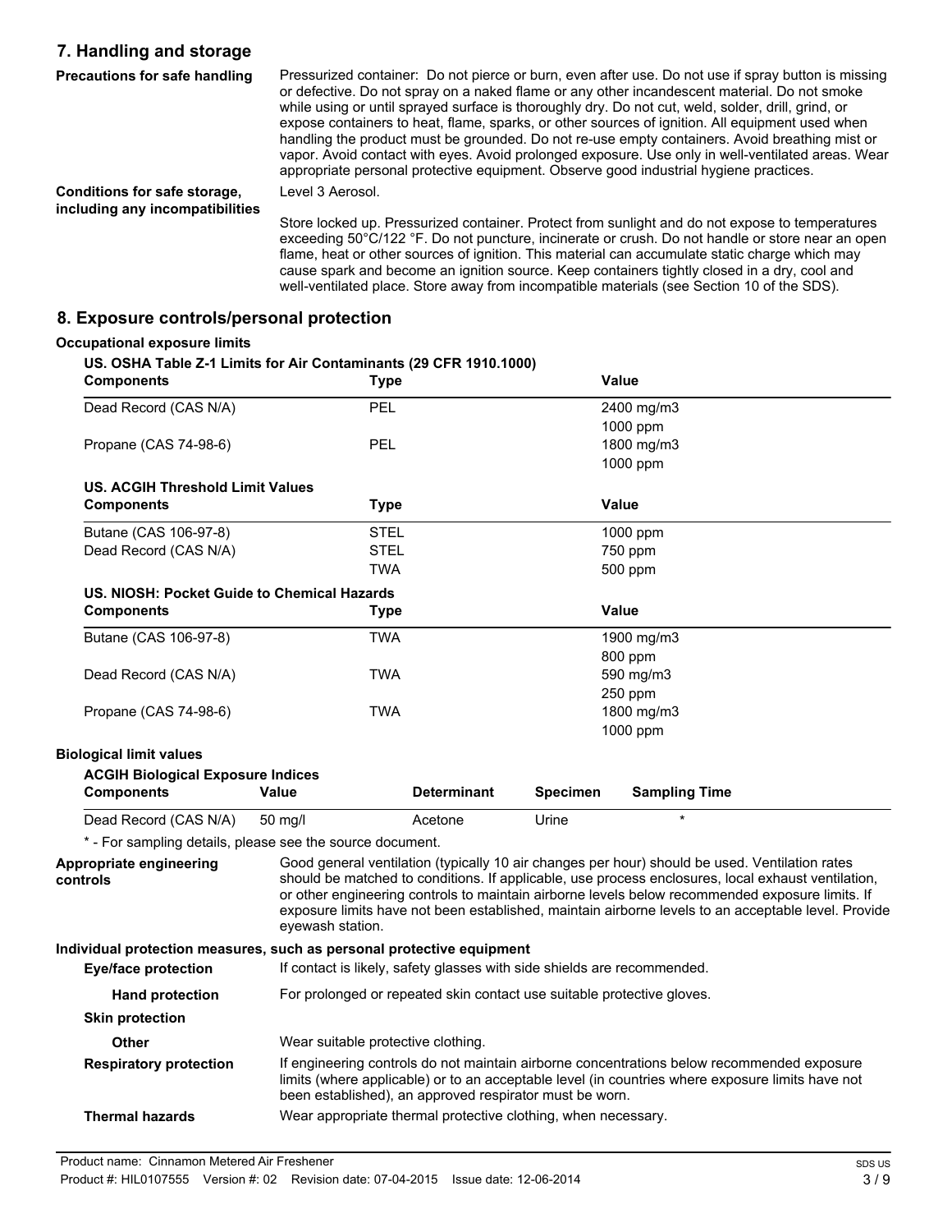## 7. Handling and storage

**Precautions for safe handling**

Pressurized container: Do not pierce or burn, even after use. Do not use if spray button is missing or defective. Do not spray on a naked flame or any other incandescent material. Do not smoke while using or until sprayed surface is thoroughly dry. Do not cut, weld, solder, drill, grind, or expose containers to heat, flame, sparks, or other sources of ignition. All equipment used when handling the product must be grounded. Do not re-use empty containers. Avoid breathing mist or vapor. Avoid contact with eyes. Avoid prolonged exposure. Use only in well-ventilated areas. Wear appropriate personal protective equipment. Observe good industrial hygiene practices.

**Conditions for safe storage, including any incompatibilities**

Level 3 Aerosol.

Store locked up. Pressurized container. Protect from sunlight and do not expose to temperatures exceeding 50°C/122 °F. Do not puncture, incinerate or crush. Do not handle or store near an open flame, heat or other sources of ignition. This material can accumulate static charge which may cause spark and become an ignition source. Keep containers tightly closed in a dry, cool and well-ventilated place. Store away from incompatible materials (see Section 10 of the SDS).

## 8. Exposure controls/personal protection

### Occupational exposure limits

**US. OSHA Table Z-1 Limits for Air Contaminants (29 CFR 1910.1000)**

| Components | Type | Value |
|---|---|---|
| Dead Record (CAS N/A) | PEL | 2400 mg/m3 |
| | | 1000 ppm |
| Propane (CAS 74-98-6) | PEL | 1800 mg/m3 |
| | | 1000 ppm |

**US. ACGIH Threshold Limit Values**

| Components | Type | Value |
|---|---|---|
| Butane (CAS 106-97-8) | STEL | 1000 ppm |
| Dead Record (CAS N/A) | STEL | 750 ppm |
| | TWA | 500 ppm |

**US. NIOSH: Pocket Guide to Chemical Hazards**

| Components | Type | Value |
|---|---|---|
| Butane (CAS 106-97-8) | TWA | 1900 mg/m3 |
| | | 800 ppm |
| Dead Record (CAS N/A) | TWA | 590 mg/m3 |
| | | 250 ppm |
| Propane (CAS 74-98-6) | TWA | 1800 mg/m3 |
| | | 1000 ppm |

### Biological limit values

**ACGIH Biological Exposure Indices**

| Components | Value | Determinant | Specimen | Sampling Time |
|---|---|---|---|---|
| Dead Record (CAS N/A) | 50 mg/l | Acetone | Urine | * |

\* - For sampling details, please see the source document.

**Appropriate engineering controls**

Good general ventilation (typically 10 air changes per hour) should be used. Ventilation rates should be matched to conditions. If applicable, use process enclosures, local exhaust ventilation, or other engineering controls to maintain airborne levels below recommended exposure limits. If exposure limits have not been established, maintain airborne levels to an acceptable level. Provide eyewash station.

### Individual protection measures, such as personal protective equipment

**Eye/face protection**

If contact is likely, safety glasses with side shields are recommended.

**Hand protection**

For prolonged or repeated skin contact use suitable protective gloves.

**Skin protection**

**Other**

Wear suitable protective clothing.

**Respiratory protection**

If engineering controls do not maintain airborne concentrations below recommended exposure limits (where applicable) or to an acceptable level (in countries where exposure limits have not been established), an approved respirator must be worn.

**Thermal hazards**

Wear appropriate thermal protective clothing, when necessary.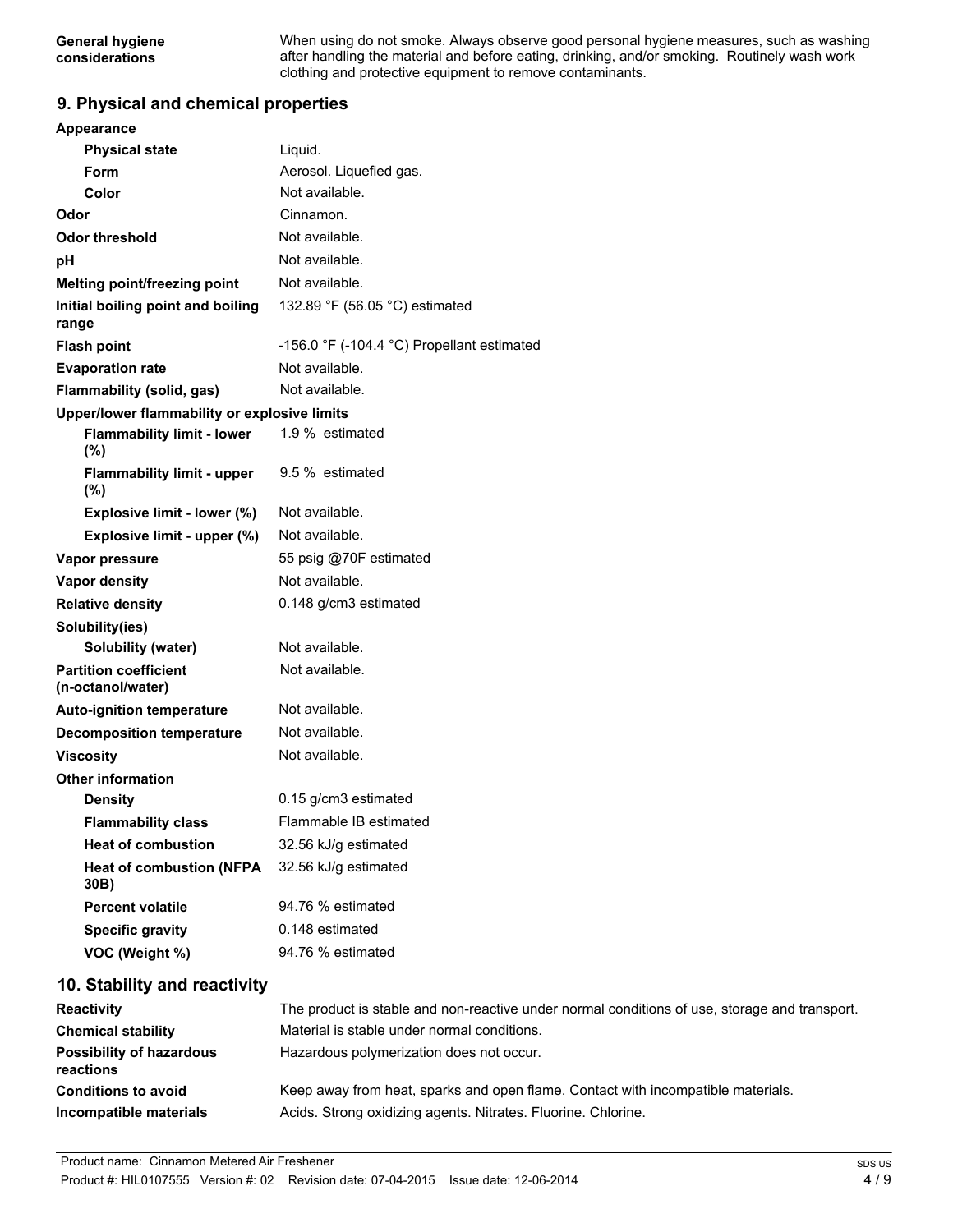| | |
|---|---|
| **General hygiene considerations** | When using do not smoke. Always observe good personal hygiene measures, such as washing after handling the material and before eating, drinking, and/or smoking. Routinely wash work clothing and protective equipment to remove contaminants. |

## 9. Physical and chemical properties

| | |
|---|---|
| **Appearance** | |
| **Physical state** | Liquid. |
| **Form** | Aerosol. Liquefied gas. |
| **Color** | Not available. |
| **Odor** | Cinnamon. |
| **Odor threshold** | Not available. |
| **pH** | Not available. |
| **Melting point/freezing point** | Not available. |
| **Initial boiling point and boiling range** | 132.89 °F (56.05 °C) estimated |
| **Flash point** | -156.0 °F (-104.4 °C) Propellant estimated |
| **Evaporation rate** | Not available. |
| **Flammability (solid, gas)** | Not available. |
| **Upper/lower flammability or explosive limits** | |
| **Flammability limit - lower (%)** | 1.9 % estimated |
| **Flammability limit - upper (%)** | 9.5 % estimated |
| **Explosive limit - lower (%)** | Not available. |
| **Explosive limit - upper (%)** | Not available. |
| **Vapor pressure** | 55 psig @70F estimated |
| **Vapor density** | Not available. |
| **Relative density** | 0.148 g/cm3 estimated |
| **Solubility(ies)** | |
| **Solubility (water)** | Not available. |
| **Partition coefficient (n-octanol/water)** | Not available. |
| **Auto-ignition temperature** | Not available. |
| **Decomposition temperature** | Not available. |
| **Viscosity** | Not available. |
| **Other information** | |
| **Density** | 0.15 g/cm3 estimated |
| **Flammability class** | Flammable IB estimated |
| **Heat of combustion** | 32.56 kJ/g estimated |
| **Heat of combustion (NFPA 30B)** | 32.56 kJ/g estimated |
| **Percent volatile** | 94.76 % estimated |
| **Specific gravity** | 0.148 estimated |
| **VOC (Weight %)** | 94.76 % estimated |

## 10. Stability and reactivity

| | |
|---|---|
| **Reactivity** | The product is stable and non-reactive under normal conditions of use, storage and transport. |
| **Chemical stability** | Material is stable under normal conditions. |
| **Possibility of hazardous reactions** | Hazardous polymerization does not occur. |
| **Conditions to avoid** | Keep away from heat, sparks and open flame. Contact with incompatible materials. |
| **Incompatible materials** | Acids. Strong oxidizing agents. Nitrates. Fluorine. Chlorine. |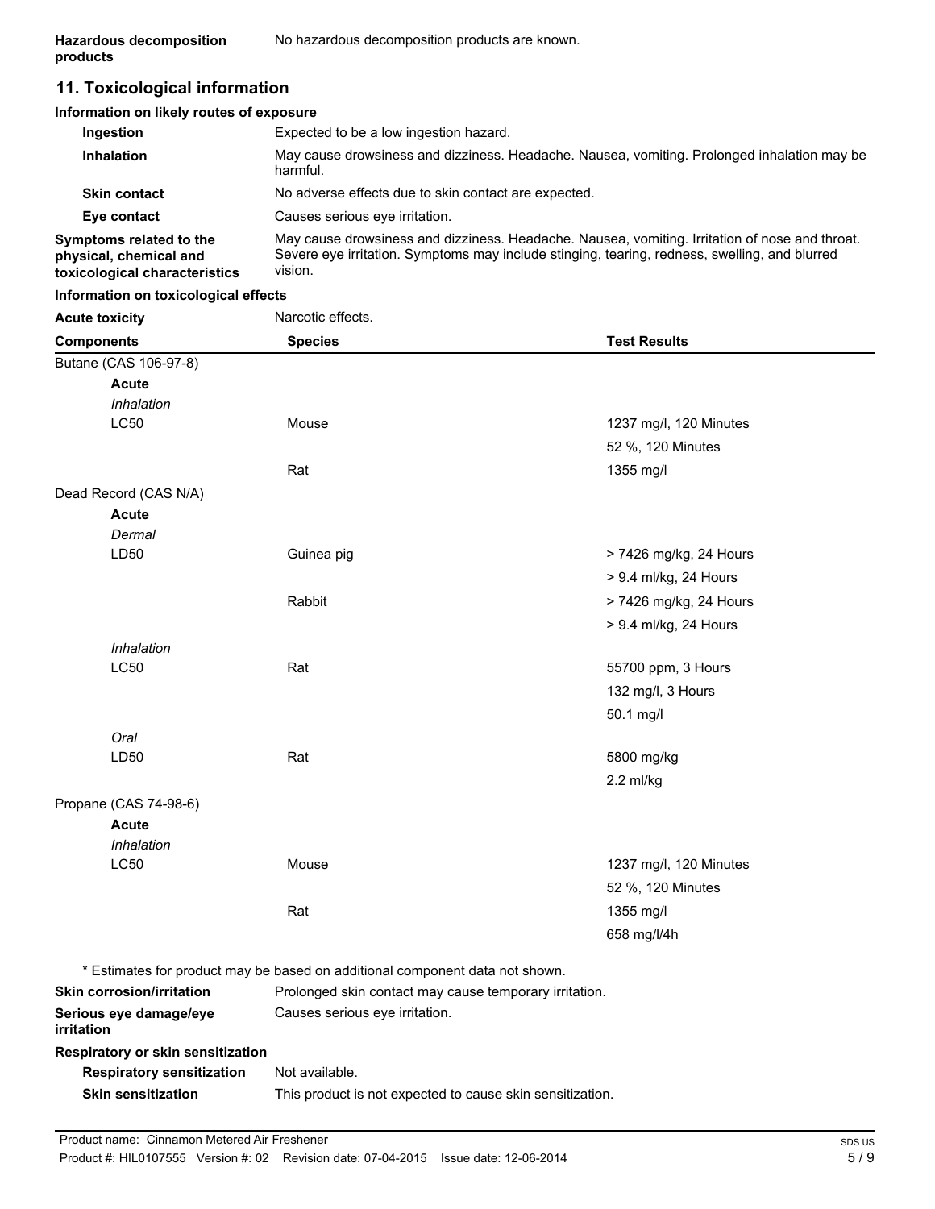**Hazardous decomposition products** No hazardous decomposition products are known.

## 11. Toxicological information

### Information on likely routes of exposure

**Ingestion** Expected to be a low ingestion hazard.

**Inhalation** May cause drowsiness and dizziness. Headache. Nausea, vomiting. Prolonged inhalation may be harmful.

**Skin contact** No adverse effects due to skin contact are expected.

**Eye contact** Causes serious eye irritation.

**Symptoms related to the physical, chemical and toxicological characteristics** May cause drowsiness and dizziness. Headache. Nausea, vomiting. Irritation of nose and throat. Severe eye irritation. Symptoms may include stinging, tearing, redness, swelling, and blurred vision.

### Information on toxicological effects

**Acute toxicity** Narcotic effects.

| Components | Species | Test Results |
|---|---|---|
| Butane (CAS 106-97-8) | | |
| **Acute** | | |
| *Inhalation* | | |
| LC50 | Mouse | 1237 mg/l, 120 Minutes |
| | | 52 %, 120 Minutes |
| | Rat | 1355 mg/l |
| Dead Record (CAS N/A) | | |
| **Acute** | | |
| *Dermal* | | |
| LD50 | Guinea pig | > 7426 mg/kg, 24 Hours |
| | | > 9.4 ml/kg, 24 Hours |
| | Rabbit | > 7426 mg/kg, 24 Hours |
| | | > 9.4 ml/kg, 24 Hours |
| *Inhalation* | | |
| LC50 | Rat | 55700 ppm, 3 Hours |
| | | 132 mg/l, 3 Hours |
| | | 50.1 mg/l |
| *Oral* | | |
| LD50 | Rat | 5800 mg/kg |
| | | 2.2 ml/kg |
| Propane (CAS 74-98-6) | | |
| **Acute** | | |
| *Inhalation* | | |
| LC50 | Mouse | 1237 mg/l, 120 Minutes |
| | | 52 %, 120 Minutes |
| | Rat | 1355 mg/l |
| | | 658 mg/l/4h |

* Estimates for product may be based on additional component data not shown.

**Skin corrosion/irritation** Prolonged skin contact may cause temporary irritation.

**Serious eye damage/eye irritation** Causes serious eye irritation.

**Respiratory or skin sensitization**

**Respiratory sensitization** Not available.

**Skin sensitization** This product is not expected to cause skin sensitization.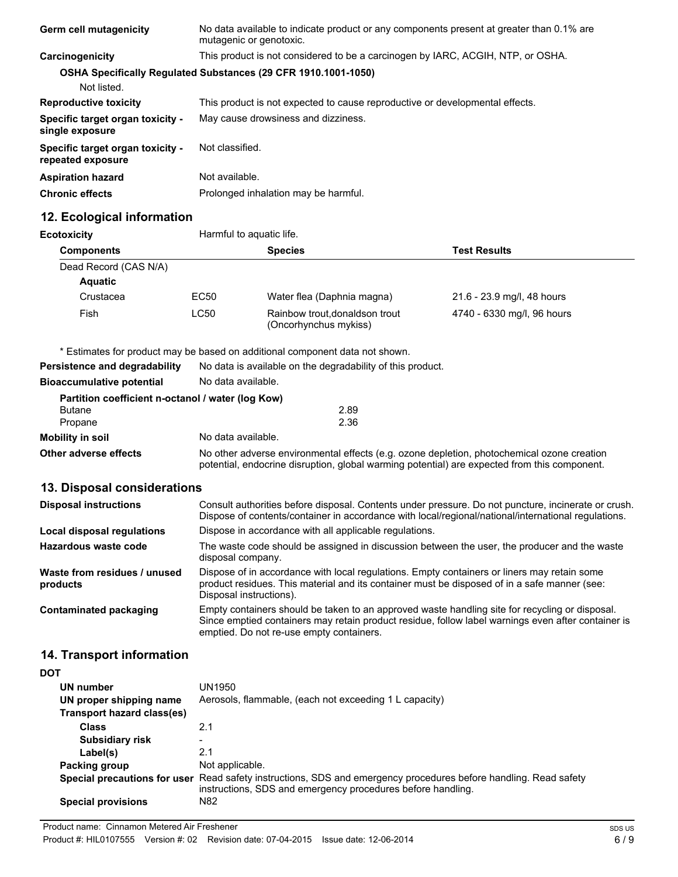| | |
|---|---|
| **Germ cell mutagenicity** | No data available to indicate product or any components present at greater than 0.1% are mutagenic or genotoxic. |
| **Carcinogenicity** | This product is not considered to be a carcinogen by IARC, ACGIH, NTP, or OSHA. |

**OSHA Specifically Regulated Substances (29 CFR 1910.1001-1050)**

Not listed.

| | |
|---|---|
| **Reproductive toxicity** | This product is not expected to cause reproductive or developmental effects. |
| **Specific target organ toxicity - single exposure** | May cause drowsiness and dizziness. |
| **Specific target organ toxicity - repeated exposure** | Not classified. |
| **Aspiration hazard** | Not available. |
| **Chronic effects** | Prolonged inhalation may be harmful. |

## 12. Ecological information

**Ecotoxicity** Harmful to aquatic life.

| Components | | Species | Test Results |
|---|---|---|---|
| Dead Record (CAS N/A) | | | |
| **Aquatic** | | | |
| Crustacea | EC50 | Water flea (Daphnia magna) | 21.6 - 23.9 mg/l, 48 hours |
| Fish | LC50 | Rainbow trout,donaldson trout (Oncorhynchus mykiss) | 4740 - 6330 mg/l, 96 hours |

* Estimates for product may be based on additional component data not shown.

| | |
|---|---|
| **Persistence and degradability** | No data is available on the degradability of this product. |
| **Bioaccumulative potential** | No data available. |

**Partition coefficient n-octanol / water (log Kow)**

| | |
|---|---|
| Butane | 2.89 |
| Propane | 2.36 |

| | |
|---|---|
| **Mobility in soil** | No data available. |
| **Other adverse effects** | No other adverse environmental effects (e.g. ozone depletion, photochemical ozone creation potential, endocrine disruption, global warming potential) are expected from this component. |

## 13. Disposal considerations

| | |
|---|---|
| **Disposal instructions** | Consult authorities before disposal. Contents under pressure. Do not puncture, incinerate or crush. Dispose of contents/container in accordance with local/regional/national/international regulations. |
| **Local disposal regulations** | Dispose in accordance with all applicable regulations. |
| **Hazardous waste code** | The waste code should be assigned in discussion between the user, the producer and the waste disposal company. |
| **Waste from residues / unused products** | Dispose of in accordance with local regulations. Empty containers or liners may retain some product residues. This material and its container must be disposed of in a safe manner (see: Disposal instructions). |
| **Contaminated packaging** | Empty containers should be taken to an approved waste handling site for recycling or disposal. Since emptied containers may retain product residue, follow label warnings even after container is emptied. Do not re-use empty containers. |

## 14. Transport information

**DOT**

| | |
|---|---|
| **UN number** | UN1950 |
| **UN proper shipping name** | Aerosols, flammable, (each not exceeding 1 L capacity) |
| **Transport hazard class(es)** | |
| **Class** | 2.1 |
| **Subsidiary risk** | - |
| **Label(s)** | 2.1 |
| **Packing group** | Not applicable. |
| **Special precautions for user** | Read safety instructions, SDS and emergency procedures before handling. Read safety instructions, SDS and emergency procedures before handling. |
| **Special provisions** | N82 |

Product name: Cinnamon Metered Air Freshener
Product #: HIL0107555 Version #: 02 Revision date: 07-04-2015 Issue date: 12-06-2014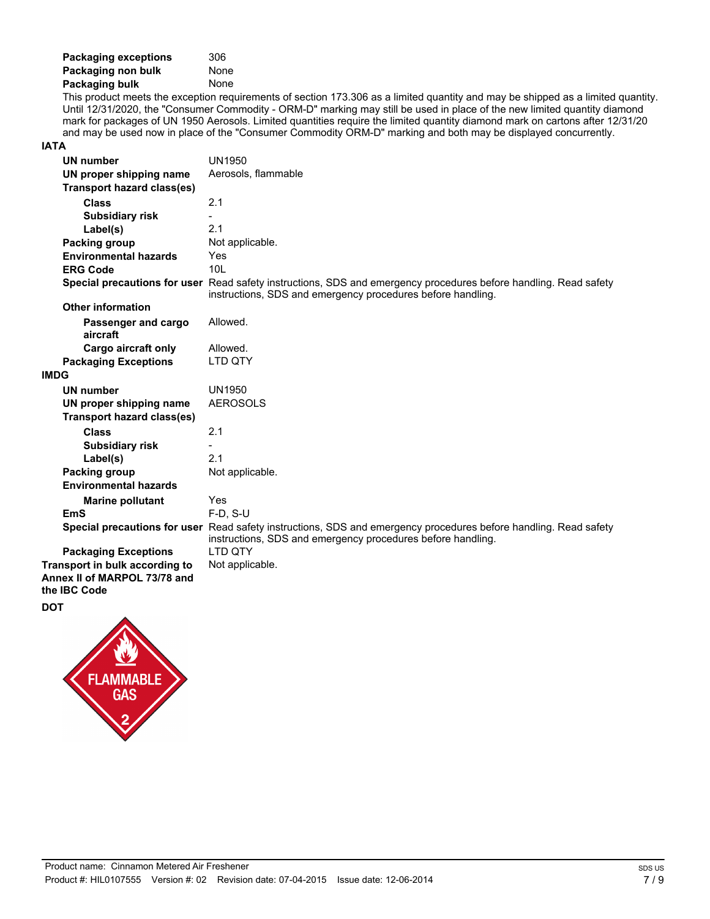**Packaging exceptions** 306
**Packaging non bulk** None
**Packaging bulk** None

This product meets the exception requirements of section 173.306 as a limited quantity and may be shipped as a limited quantity. Until 12/31/2020, the "Consumer Commodity - ORM-D" marking may still be used in place of the new limited quantity diamond mark for packages of UN 1950 Aerosols. Limited quantities require the limited quantity diamond mark on cartons after 12/31/20 and may be used now in place of the "Consumer Commodity ORM-D" marking and both may be displayed concurrently.

**IATA**

| | |
|---|---|
| **UN number** | UN1950 |
| **UN proper shipping name** | Aerosols, flammable |
| **Transport hazard class(es)** | |
| **Class** | 2.1 |
| **Subsidiary risk** | - |
| **Label(s)** | 2.1 |
| **Packing group** | Not applicable. |
| **Environmental hazards** | Yes |
| **ERG Code** | 10L |
| **Special precautions for user** | Read safety instructions, SDS and emergency procedures before handling. Read safety instructions, SDS and emergency procedures before handling. |
| **Other information** | |
| **Passenger and cargo aircraft** | Allowed. |
| **Cargo aircraft only** | Allowed. |
| **Packaging Exceptions** | LTD QTY |

**IMDG**

| | |
|---|---|
| **UN number** | UN1950 |
| **UN proper shipping name** | AEROSOLS |
| **Transport hazard class(es)** | |
| **Class** | 2.1 |
| **Subsidiary risk** | - |
| **Label(s)** | 2.1 |
| **Packing group** | Not applicable. |
| **Environmental hazards** | |
| **Marine pollutant** | Yes |
| **EmS** | F-D, S-U |
| **Special precautions for user** | Read safety instructions, SDS and emergency procedures before handling. Read safety instructions, SDS and emergency procedures before handling. |
| **Packaging Exceptions** | LTD QTY |

**Transport in bulk according to Annex II of MARPOL 73/78 and the IBC Code** Not applicable.

**DOT**

FLAMMABLE GAS 2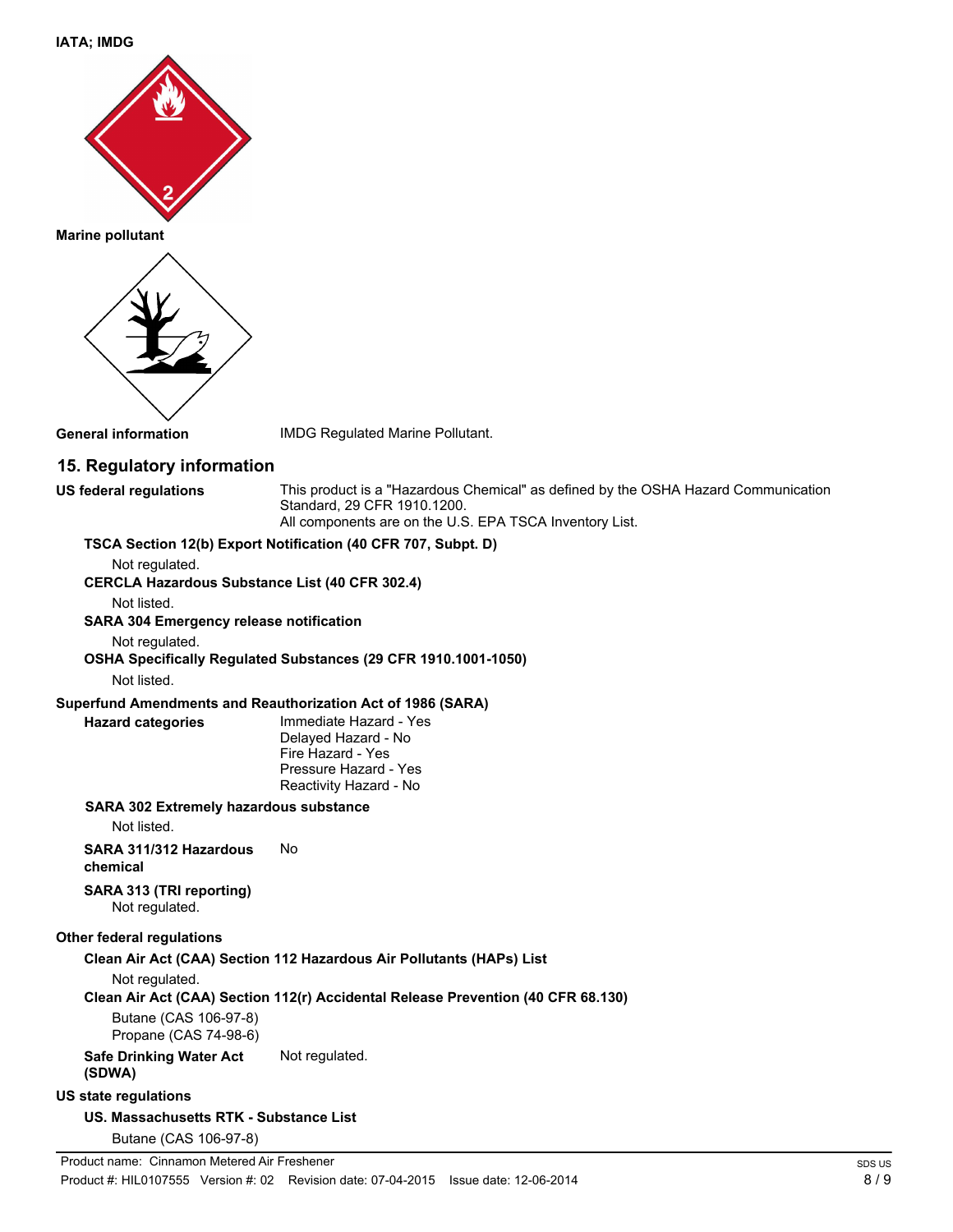**IATA; IMDG**

**Marine pollutant**

**General information** IMDG Regulated Marine Pollutant.

## 15. Regulatory information

**US federal regulations** This product is a "Hazardous Chemical" as defined by the OSHA Hazard Communication Standard, 29 CFR 1910.1200.
All components are on the U.S. EPA TSCA Inventory List.

**TSCA Section 12(b) Export Notification (40 CFR 707, Subpt. D)**

Not regulated.

**CERCLA Hazardous Substance List (40 CFR 302.4)**

Not listed.

**SARA 304 Emergency release notification**

Not regulated.

**OSHA Specifically Regulated Substances (29 CFR 1910.1001-1050)**

Not listed.

**Superfund Amendments and Reauthorization Act of 1986 (SARA)**

**Hazard categories**
Immediate Hazard - Yes
Delayed Hazard - No
Fire Hazard - Yes
Pressure Hazard - Yes
Reactivity Hazard - No

**SARA 302 Extremely hazardous substance**

Not listed.

**SARA 311/312 Hazardous chemical** No

**SARA 313 (TRI reporting)**

Not regulated.

**Other federal regulations**

**Clean Air Act (CAA) Section 112 Hazardous Air Pollutants (HAPs) List**

Not regulated.

**Clean Air Act (CAA) Section 112(r) Accidental Release Prevention (40 CFR 68.130)**

Butane (CAS 106-97-8)
Propane (CAS 74-98-6)

**Safe Drinking Water Act (SDWA)** Not regulated.

**US state regulations**

**US. Massachusetts RTK - Substance List**

Butane (CAS 106-97-8)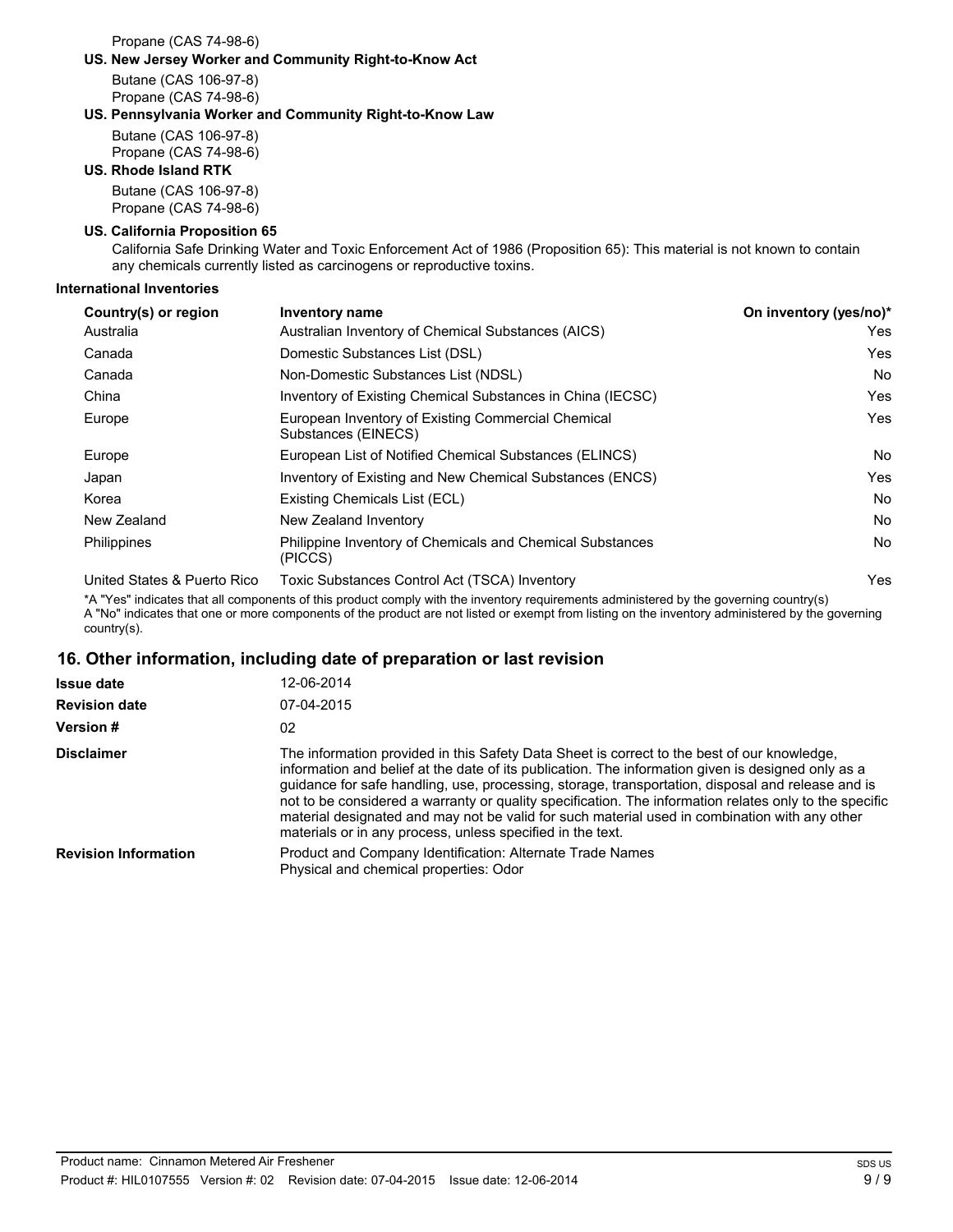Propane (CAS 74-98-6)

**US. New Jersey Worker and Community Right-to-Know Act**

Butane (CAS 106-97-8)
Propane (CAS 74-98-6)

**US. Pennsylvania Worker and Community Right-to-Know Law**

Butane (CAS 106-97-8)
Propane (CAS 74-98-6)

**US. Rhode Island RTK**

Butane (CAS 106-97-8)
Propane (CAS 74-98-6)

**US. California Proposition 65**

California Safe Drinking Water and Toxic Enforcement Act of 1986 (Proposition 65): This material is not known to contain any chemicals currently listed as carcinogens or reproductive toxins.

**International Inventories**

| Country(s) or region | Inventory name | On inventory (yes/no)* |
|---|---|---|
| Australia | Australian Inventory of Chemical Substances (AICS) | Yes |
| Canada | Domestic Substances List (DSL) | Yes |
| Canada | Non-Domestic Substances List (NDSL) | No |
| China | Inventory of Existing Chemical Substances in China (IECSC) | Yes |
| Europe | European Inventory of Existing Commercial Chemical Substances (EINECS) | Yes |
| Europe | European List of Notified Chemical Substances (ELINCS) | No |
| Japan | Inventory of Existing and New Chemical Substances (ENCS) | Yes |
| Korea | Existing Chemicals List (ECL) | No |
| New Zealand | New Zealand Inventory | No |
| Philippines | Philippine Inventory of Chemicals and Chemical Substances (PICCS) | No |
| United States & Puerto Rico | Toxic Substances Control Act (TSCA) Inventory | Yes |

*A "Yes" indicates that all components of this product comply with the inventory requirements administered by the governing country(s)
A "No" indicates that one or more components of the product are not listed or exempt from listing on the inventory administered by the governing country(s).

## 16. Other information, including date of preparation or last revision

**Issue date** 12-06-2014

**Revision date** 07-04-2015

**Version #** 02

**Disclaimer** The information provided in this Safety Data Sheet is correct to the best of our knowledge, information and belief at the date of its publication. The information given is designed only as a guidance for safe handling, use, processing, storage, transportation, disposal and release and is not to be considered a warranty or quality specification. The information relates only to the specific material designated and may not be valid for such material used in combination with any other materials or in any process, unless specified in the text.

**Revision Information** Product and Company Identification: Alternate Trade Names
Physical and chemical properties: Odor